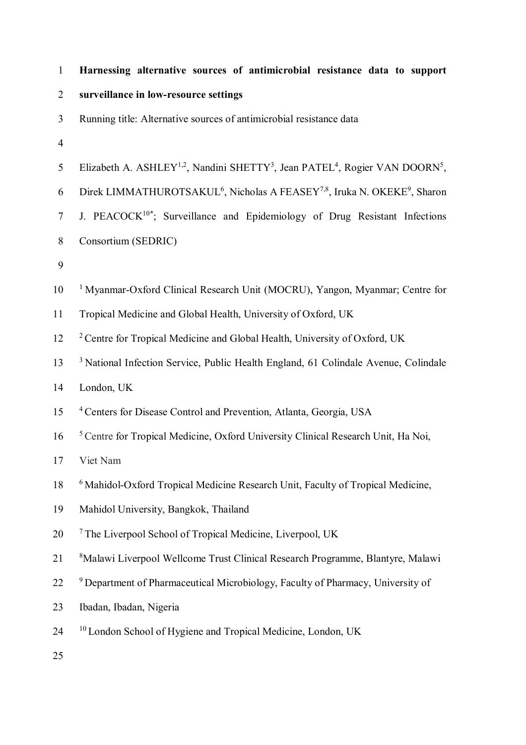# Harnessing alternative sources of antimicrobial resistance data to support surveillance in low-resource settings

Running title: Alternative sources of antimicrobial resistance data

Elizabeth A. ASHLEY[1,2], Nandini SHETTY[3], Jean PATEL[4], Rogier VAN DOORN[5], Direk LIMMATHUROTSAKUL[6], Nicholas A FEASEY[7,8], Iruka N. OKEKE[9], Sharon J. PEACOCK[10*]; Surveillance and Epidemiology of Drug Resistant Infections Consortium (SEDRIC)

[1] Myanmar-Oxford Clinical Research Unit (MOCRU), Yangon, Myanmar; Centre for Tropical Medicine and Global Health, University of Oxford, UK

[2] Centre for Tropical Medicine and Global Health, University of Oxford, UK

[3] National Infection Service, Public Health England, 61 Colindale Avenue, Colindale London, UK

[4] Centers for Disease Control and Prevention, Atlanta, Georgia, USA

[5] Centre for Tropical Medicine, Oxford University Clinical Research Unit, Ha Noi, Viet Nam

[6] Mahidol-Oxford Tropical Medicine Research Unit, Faculty of Tropical Medicine, Mahidol University, Bangkok, Thailand

[7] The Liverpool School of Tropical Medicine, Liverpool, UK

[8] Malawi Liverpool Wellcome Trust Clinical Research Programme, Blantyre, Malawi

[9] Department of Pharmaceutical Microbiology, Faculty of Pharmacy, University of Ibadan, Ibadan, Nigeria

[10] London School of Hygiene and Tropical Medicine, London, UK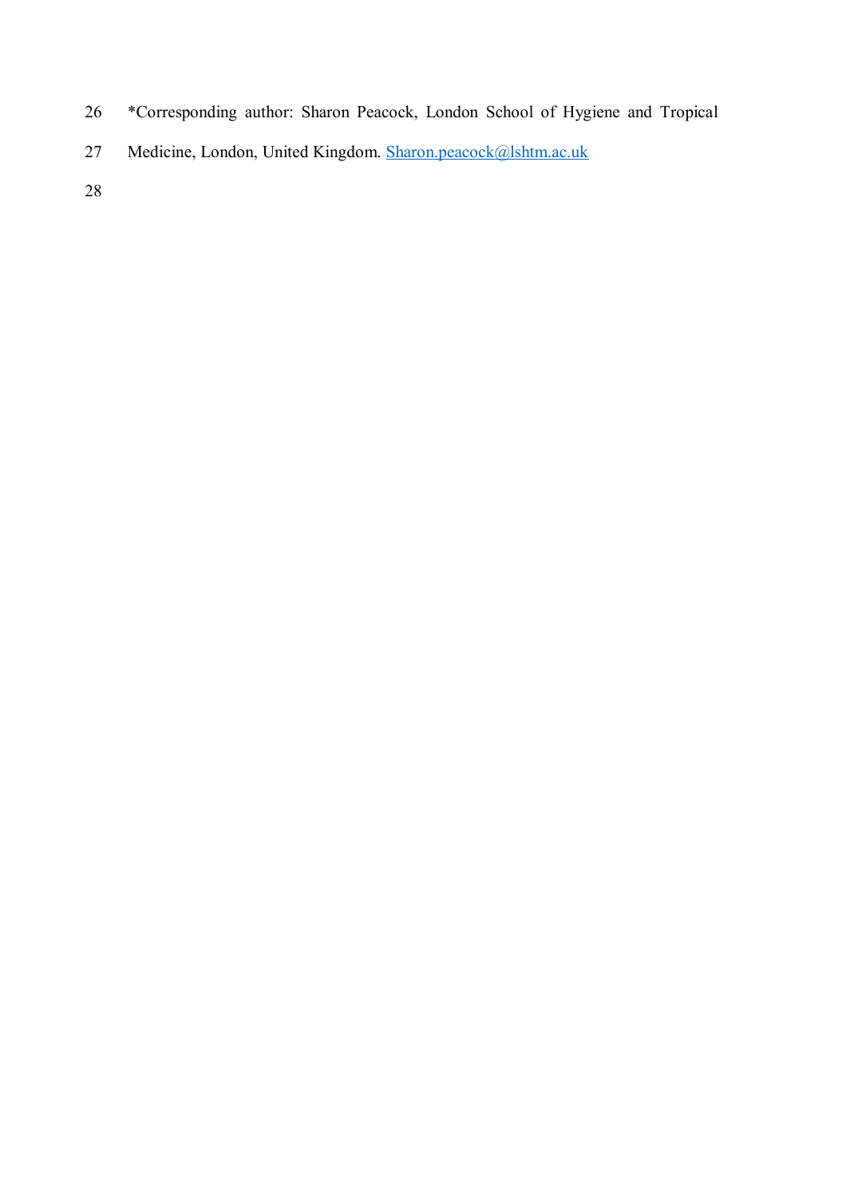*Corresponding author: Sharon Peacock, London School of Hygiene and Tropical Medicine, London, United Kingdom. Sharon.peacock@lshtm.ac.uk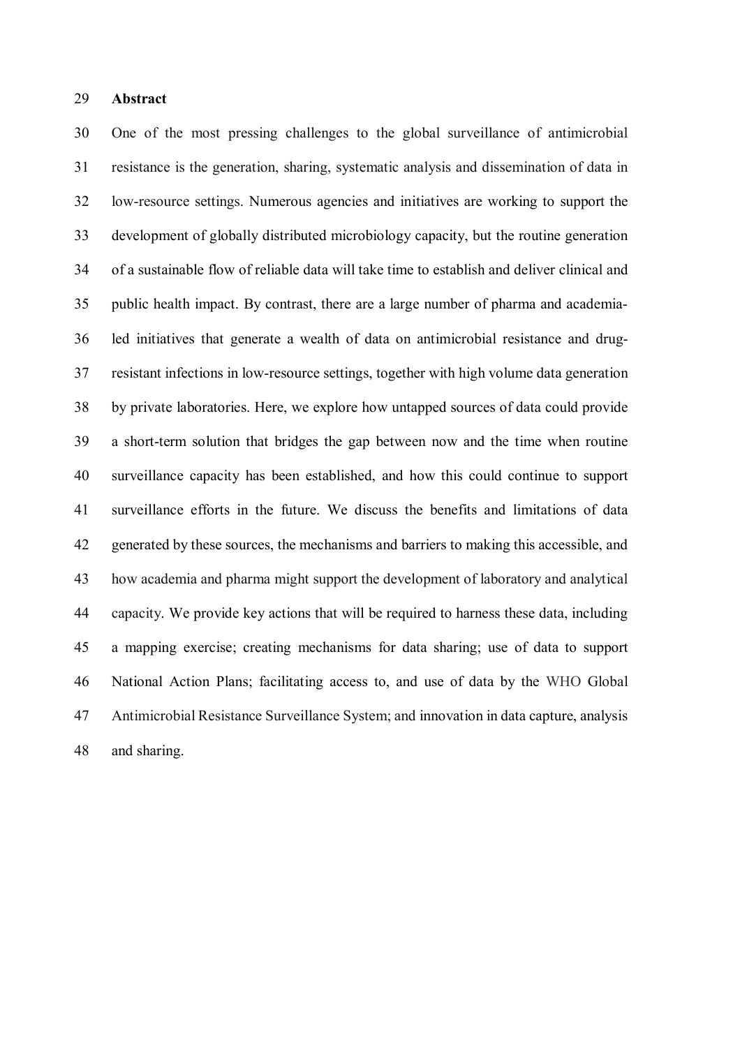## Abstract

One of the most pressing challenges to the global surveillance of antimicrobial resistance is the generation, sharing, systematic analysis and dissemination of data in low-resource settings. Numerous agencies and initiatives are working to support the development of globally distributed microbiology capacity, but the routine generation of a sustainable flow of reliable data will take time to establish and deliver clinical and public health impact. By contrast, there are a large number of pharma and academia-led initiatives that generate a wealth of data on antimicrobial resistance and drug-resistant infections in low-resource settings, together with high volume data generation by private laboratories. Here, we explore how untapped sources of data could provide a short-term solution that bridges the gap between now and the time when routine surveillance capacity has been established, and how this could continue to support surveillance efforts in the future. We discuss the benefits and limitations of data generated by these sources, the mechanisms and barriers to making this accessible, and how academia and pharma might support the development of laboratory and analytical capacity. We provide key actions that will be required to harness these data, including a mapping exercise; creating mechanisms for data sharing; use of data to support National Action Plans; facilitating access to, and use of data by the WHO Global Antimicrobial Resistance Surveillance System; and innovation in data capture, analysis and sharing.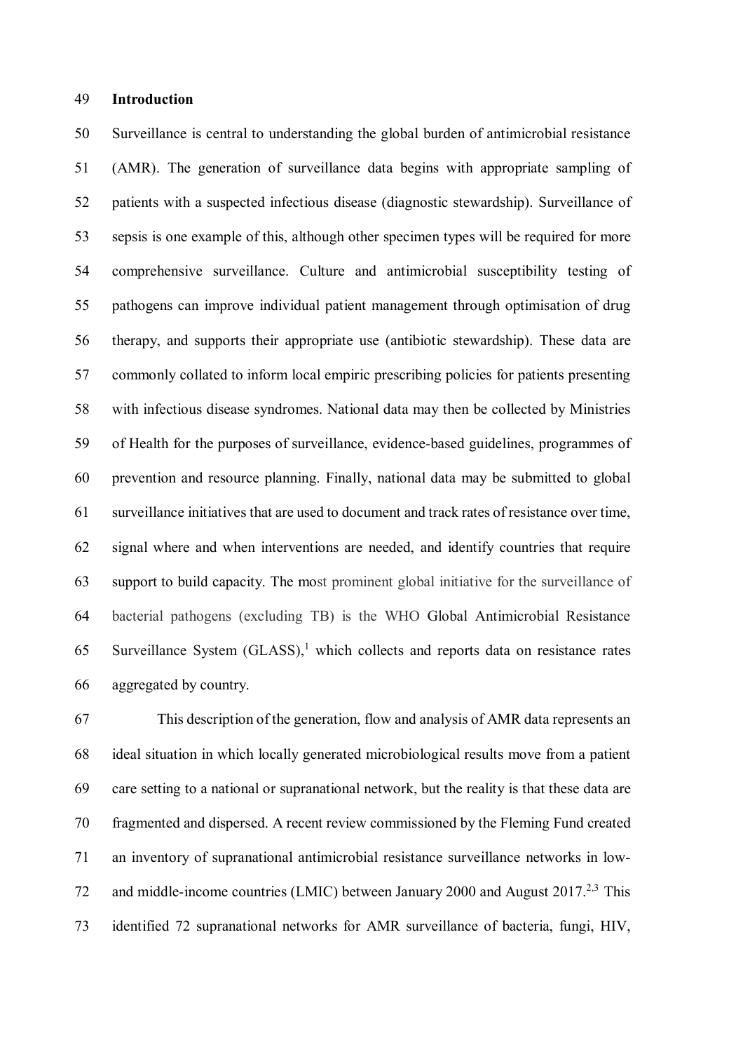## Introduction

Surveillance is central to understanding the global burden of antimicrobial resistance (AMR). The generation of surveillance data begins with appropriate sampling of patients with a suspected infectious disease (diagnostic stewardship). Surveillance of sepsis is one example of this, although other specimen types will be required for more comprehensive surveillance. Culture and antimicrobial susceptibility testing of pathogens can improve individual patient management through optimisation of drug therapy, and supports their appropriate use (antibiotic stewardship). These data are commonly collated to inform local empiric prescribing policies for patients presenting with infectious disease syndromes. National data may then be collected by Ministries of Health for the purposes of surveillance, evidence-based guidelines, programmes of prevention and resource planning. Finally, national data may be submitted to global surveillance initiatives that are used to document and track rates of resistance over time, signal where and when interventions are needed, and identify countries that require support to build capacity. The most prominent global initiative for the surveillance of bacterial pathogens (excluding TB) is the WHO Global Antimicrobial Resistance Surveillance System (GLASS),[1] which collects and reports data on resistance rates aggregated by country.

This description of the generation, flow and analysis of AMR data represents an ideal situation in which locally generated microbiological results move from a patient care setting to a national or supranational network, but the reality is that these data are fragmented and dispersed. A recent review commissioned by the Fleming Fund created an inventory of supranational antimicrobial resistance surveillance networks in low- and middle-income countries (LMIC) between January 2000 and August 2017.[2,3] This identified 72 supranational networks for AMR surveillance of bacteria, fungi, HIV,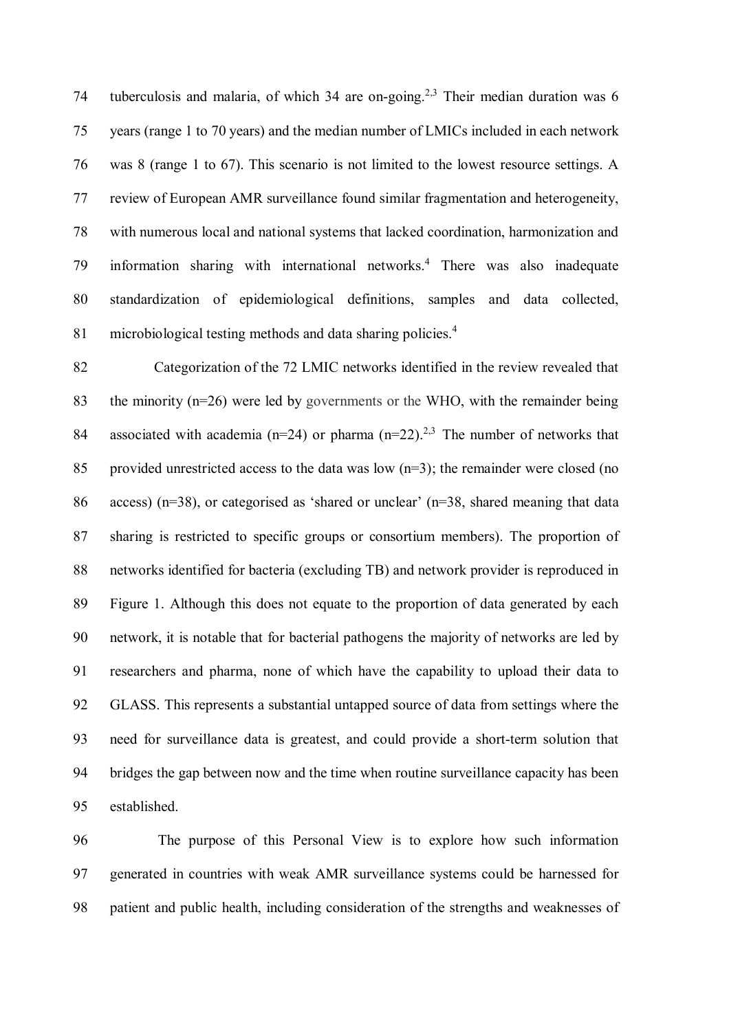tuberculosis and malaria, of which 34 are on-going.[2,3] Their median duration was 6 years (range 1 to 70 years) and the median number of LMICs included in each network was 8 (range 1 to 67). This scenario is not limited to the lowest resource settings. A review of European AMR surveillance found similar fragmentation and heterogeneity, with numerous local and national systems that lacked coordination, harmonization and information sharing with international networks.[4] There was also inadequate standardization of epidemiological definitions, samples and data collected, microbiological testing methods and data sharing policies.[4]

Categorization of the 72 LMIC networks identified in the review revealed that the minority (n=26) were led by governments or the WHO, with the remainder being associated with academia (n=24) or pharma (n=22).[2,3] The number of networks that provided unrestricted access to the data was low (n=3); the remainder were closed (no access) (n=38), or categorised as 'shared or unclear' (n=38, shared meaning that data sharing is restricted to specific groups or consortium members). The proportion of networks identified for bacteria (excluding TB) and network provider is reproduced in Figure 1. Although this does not equate to the proportion of data generated by each network, it is notable that for bacterial pathogens the majority of networks are led by researchers and pharma, none of which have the capability to upload their data to GLASS. This represents a substantial untapped source of data from settings where the need for surveillance data is greatest, and could provide a short-term solution that bridges the gap between now and the time when routine surveillance capacity has been established.

The purpose of this Personal View is to explore how such information generated in countries with weak AMR surveillance systems could be harnessed for patient and public health, including consideration of the strengths and weaknesses of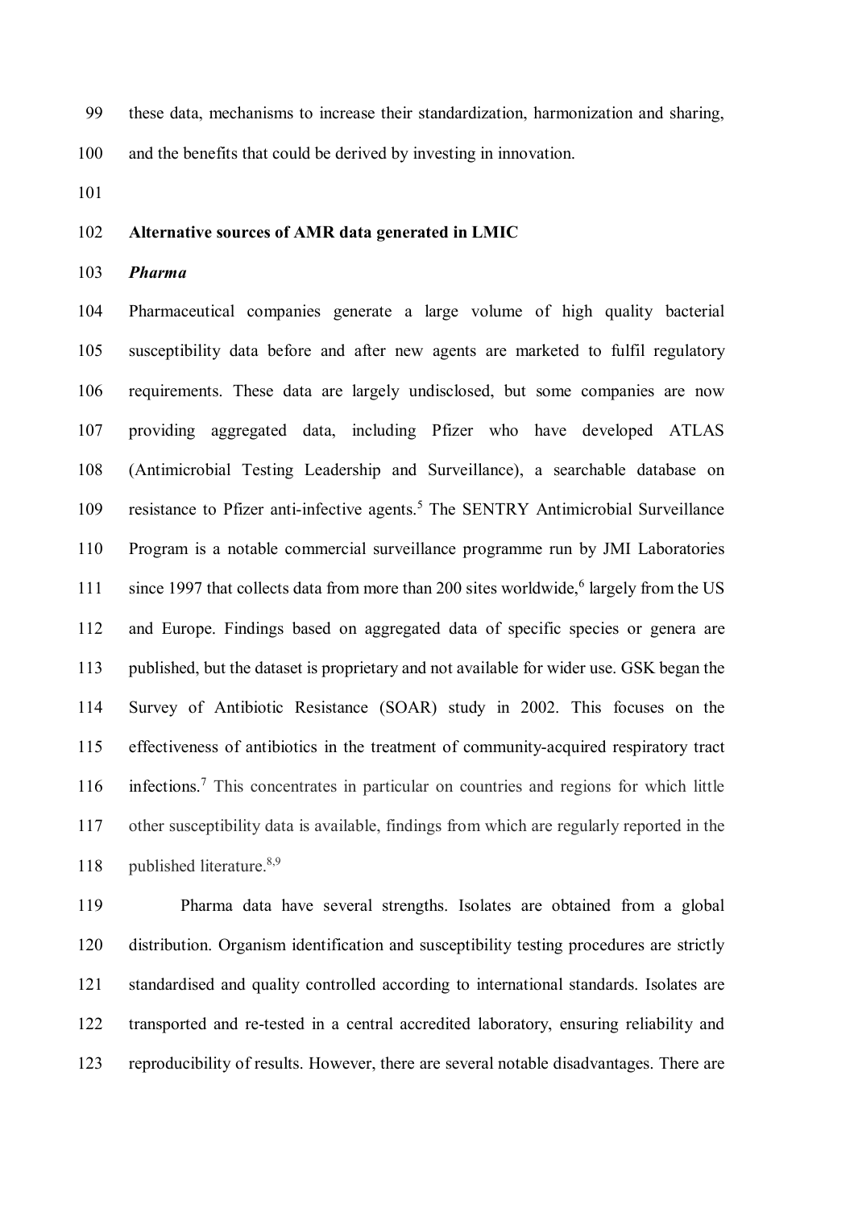these data, mechanisms to increase their standardization, harmonization and sharing, and the benefits that could be derived by investing in innovation.

## Alternative sources of AMR data generated in LMIC

### *Pharma*

Pharmaceutical companies generate a large volume of high quality bacterial susceptibility data before and after new agents are marketed to fulfil regulatory requirements. These data are largely undisclosed, but some companies are now providing aggregated data, including Pfizer who have developed ATLAS (Antimicrobial Testing Leadership and Surveillance), a searchable database on resistance to Pfizer anti-infective agents.[5] The SENTRY Antimicrobial Surveillance Program is a notable commercial surveillance programme run by JMI Laboratories since 1997 that collects data from more than 200 sites worldwide,[6] largely from the US and Europe. Findings based on aggregated data of specific species or genera are published, but the dataset is proprietary and not available for wider use. GSK began the Survey of Antibiotic Resistance (SOAR) study in 2002. This focuses on the effectiveness of antibiotics in the treatment of community-acquired respiratory tract infections.[7] This concentrates in particular on countries and regions for which little other susceptibility data is available, findings from which are regularly reported in the published literature.[8,9]

Pharma data have several strengths. Isolates are obtained from a global distribution. Organism identification and susceptibility testing procedures are strictly standardised and quality controlled according to international standards. Isolates are transported and re-tested in a central accredited laboratory, ensuring reliability and reproducibility of results. However, there are several notable disadvantages. There are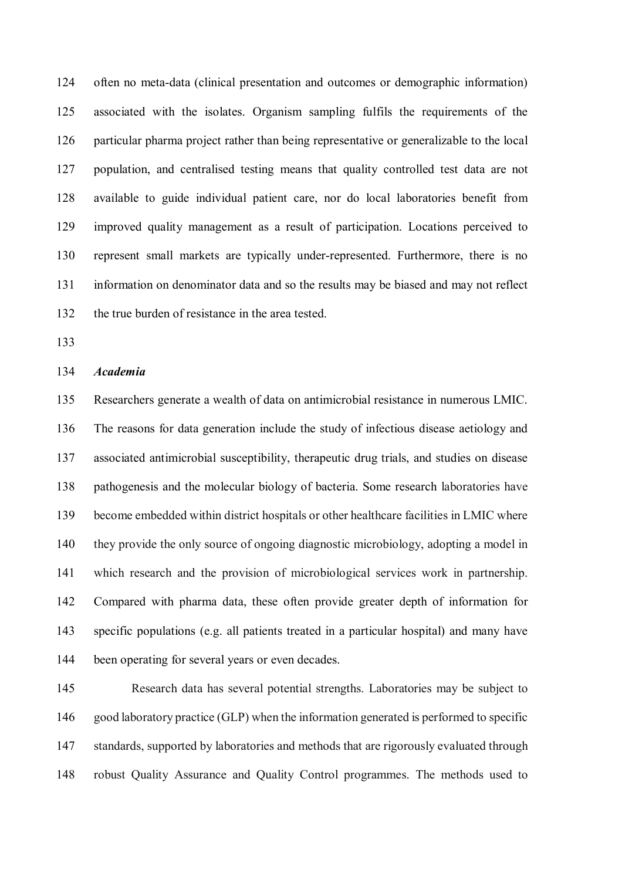often no meta-data (clinical presentation and outcomes or demographic information) associated with the isolates. Organism sampling fulfils the requirements of the particular pharma project rather than being representative or generalizable to the local population, and centralised testing means that quality controlled test data are not available to guide individual patient care, nor do local laboratories benefit from improved quality management as a result of participation. Locations perceived to represent small markets are typically under-represented. Furthermore, there is no information on denominator data and so the results may be biased and may not reflect the true burden of resistance in the area tested.

***Academia***

Researchers generate a wealth of data on antimicrobial resistance in numerous LMIC. The reasons for data generation include the study of infectious disease aetiology and associated antimicrobial susceptibility, therapeutic drug trials, and studies on disease pathogenesis and the molecular biology of bacteria. Some research laboratories have become embedded within district hospitals or other healthcare facilities in LMIC where they provide the only source of ongoing diagnostic microbiology, adopting a model in which research and the provision of microbiological services work in partnership. Compared with pharma data, these often provide greater depth of information for specific populations (e.g. all patients treated in a particular hospital) and many have been operating for several years or even decades.

Research data has several potential strengths. Laboratories may be subject to good laboratory practice (GLP) when the information generated is performed to specific standards, supported by laboratories and methods that are rigorously evaluated through robust Quality Assurance and Quality Control programmes. The methods used to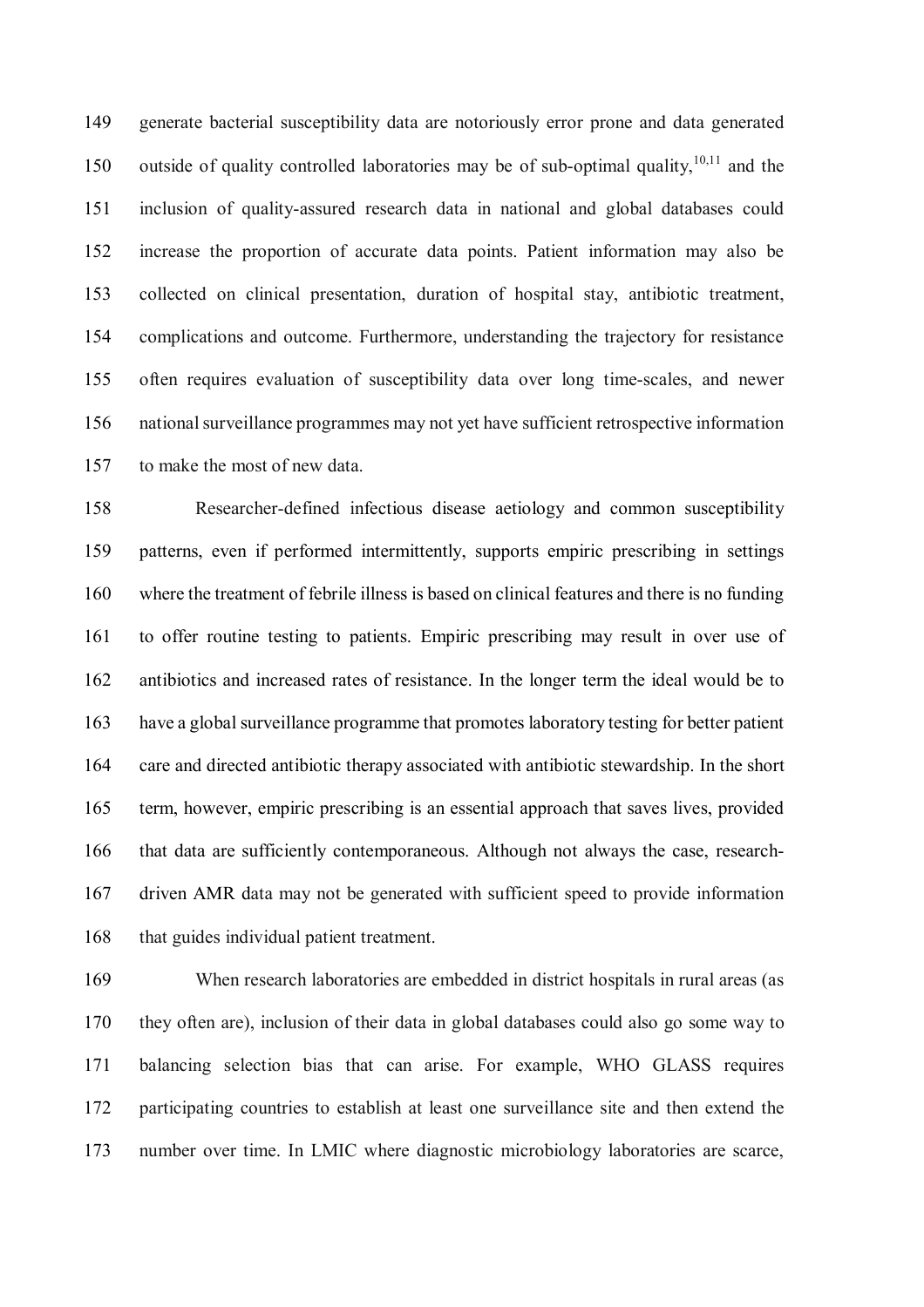generate bacterial susceptibility data are notoriously error prone and data generated outside of quality controlled laboratories may be of sub-optimal quality,[10,11] and the inclusion of quality-assured research data in national and global databases could increase the proportion of accurate data points. Patient information may also be collected on clinical presentation, duration of hospital stay, antibiotic treatment, complications and outcome. Furthermore, understanding the trajectory for resistance often requires evaluation of susceptibility data over long time-scales, and newer national surveillance programmes may not yet have sufficient retrospective information to make the most of new data.

Researcher-defined infectious disease aetiology and common susceptibility patterns, even if performed intermittently, supports empiric prescribing in settings where the treatment of febrile illness is based on clinical features and there is no funding to offer routine testing to patients. Empiric prescribing may result in over use of antibiotics and increased rates of resistance. In the longer term the ideal would be to have a global surveillance programme that promotes laboratory testing for better patient care and directed antibiotic therapy associated with antibiotic stewardship. In the short term, however, empiric prescribing is an essential approach that saves lives, provided that data are sufficiently contemporaneous. Although not always the case, research-driven AMR data may not be generated with sufficient speed to provide information that guides individual patient treatment.

When research laboratories are embedded in district hospitals in rural areas (as they often are), inclusion of their data in global databases could also go some way to balancing selection bias that can arise. For example, WHO GLASS requires participating countries to establish at least one surveillance site and then extend the number over time. In LMIC where diagnostic microbiology laboratories are scarce,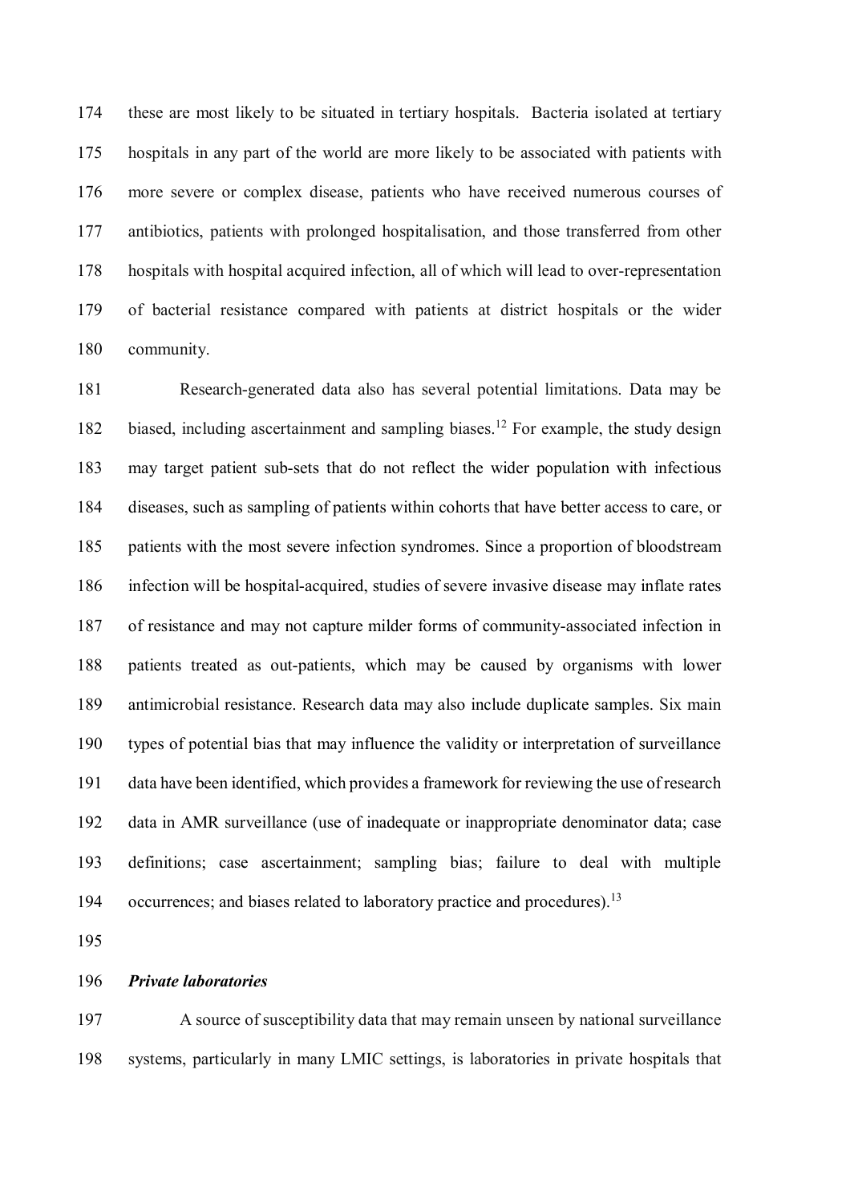these are most likely to be situated in tertiary hospitals. Bacteria isolated at tertiary hospitals in any part of the world are more likely to be associated with patients with more severe or complex disease, patients who have received numerous courses of antibiotics, patients with prolonged hospitalisation, and those transferred from other hospitals with hospital acquired infection, all of which will lead to over-representation of bacterial resistance compared with patients at district hospitals or the wider community.

Research-generated data also has several potential limitations. Data may be biased, including ascertainment and sampling biases.[12] For example, the study design may target patient sub-sets that do not reflect the wider population with infectious diseases, such as sampling of patients within cohorts that have better access to care, or patients with the most severe infection syndromes. Since a proportion of bloodstream infection will be hospital-acquired, studies of severe invasive disease may inflate rates of resistance and may not capture milder forms of community-associated infection in patients treated as out-patients, which may be caused by organisms with lower antimicrobial resistance. Research data may also include duplicate samples. Six main types of potential bias that may influence the validity or interpretation of surveillance data have been identified, which provides a framework for reviewing the use of research data in AMR surveillance (use of inadequate or inappropriate denominator data; case definitions; case ascertainment; sampling bias; failure to deal with multiple occurrences; and biases related to laboratory practice and procedures).[13]

***Private laboratories***

A source of susceptibility data that may remain unseen by national surveillance systems, particularly in many LMIC settings, is laboratories in private hospitals that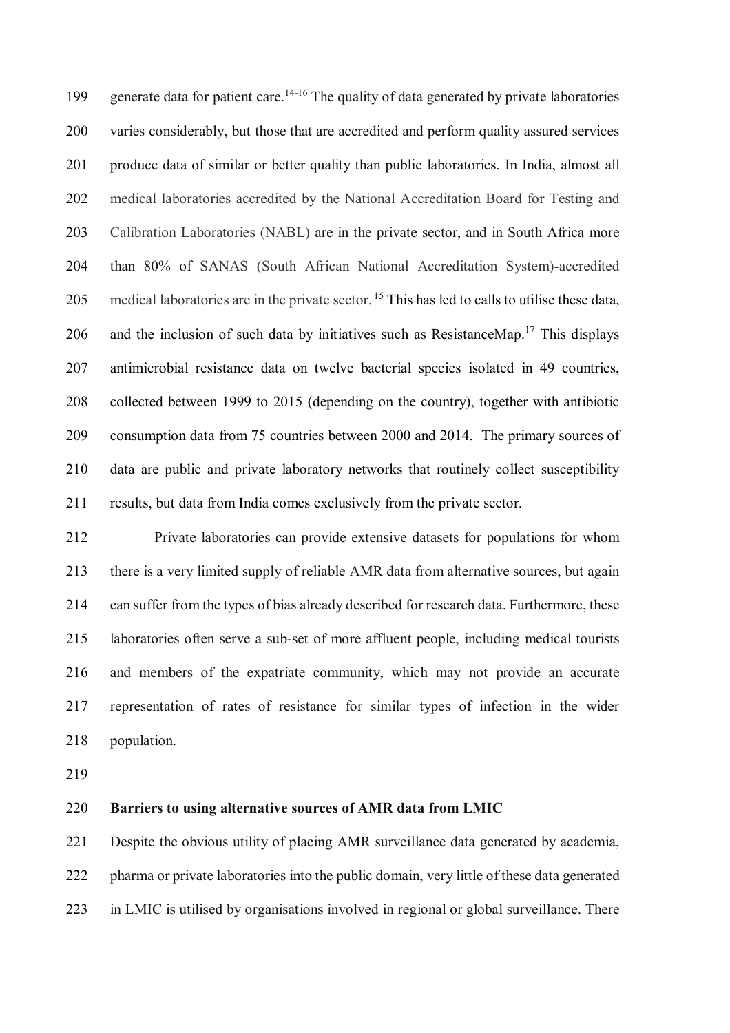generate data for patient care.[14-16] The quality of data generated by private laboratories varies considerably, but those that are accredited and perform quality assured services produce data of similar or better quality than public laboratories. In India, almost all medical laboratories accredited by the National Accreditation Board for Testing and Calibration Laboratories (NABL) are in the private sector, and in South Africa more than 80% of SANAS (South African National Accreditation System)-accredited medical laboratories are in the private sector. [15] This has led to calls to utilise these data, and the inclusion of such data by initiatives such as ResistanceMap.[17] This displays antimicrobial resistance data on twelve bacterial species isolated in 49 countries, collected between 1999 to 2015 (depending on the country), together with antibiotic consumption data from 75 countries between 2000 and 2014. The primary sources of data are public and private laboratory networks that routinely collect susceptibility results, but data from India comes exclusively from the private sector.

Private laboratories can provide extensive datasets for populations for whom there is a very limited supply of reliable AMR data from alternative sources, but again can suffer from the types of bias already described for research data. Furthermore, these laboratories often serve a sub-set of more affluent people, including medical tourists and members of the expatriate community, which may not provide an accurate representation of rates of resistance for similar types of infection in the wider population.

**Barriers to using alternative sources of AMR data from LMIC**

Despite the obvious utility of placing AMR surveillance data generated by academia, pharma or private laboratories into the public domain, very little of these data generated in LMIC is utilised by organisations involved in regional or global surveillance. There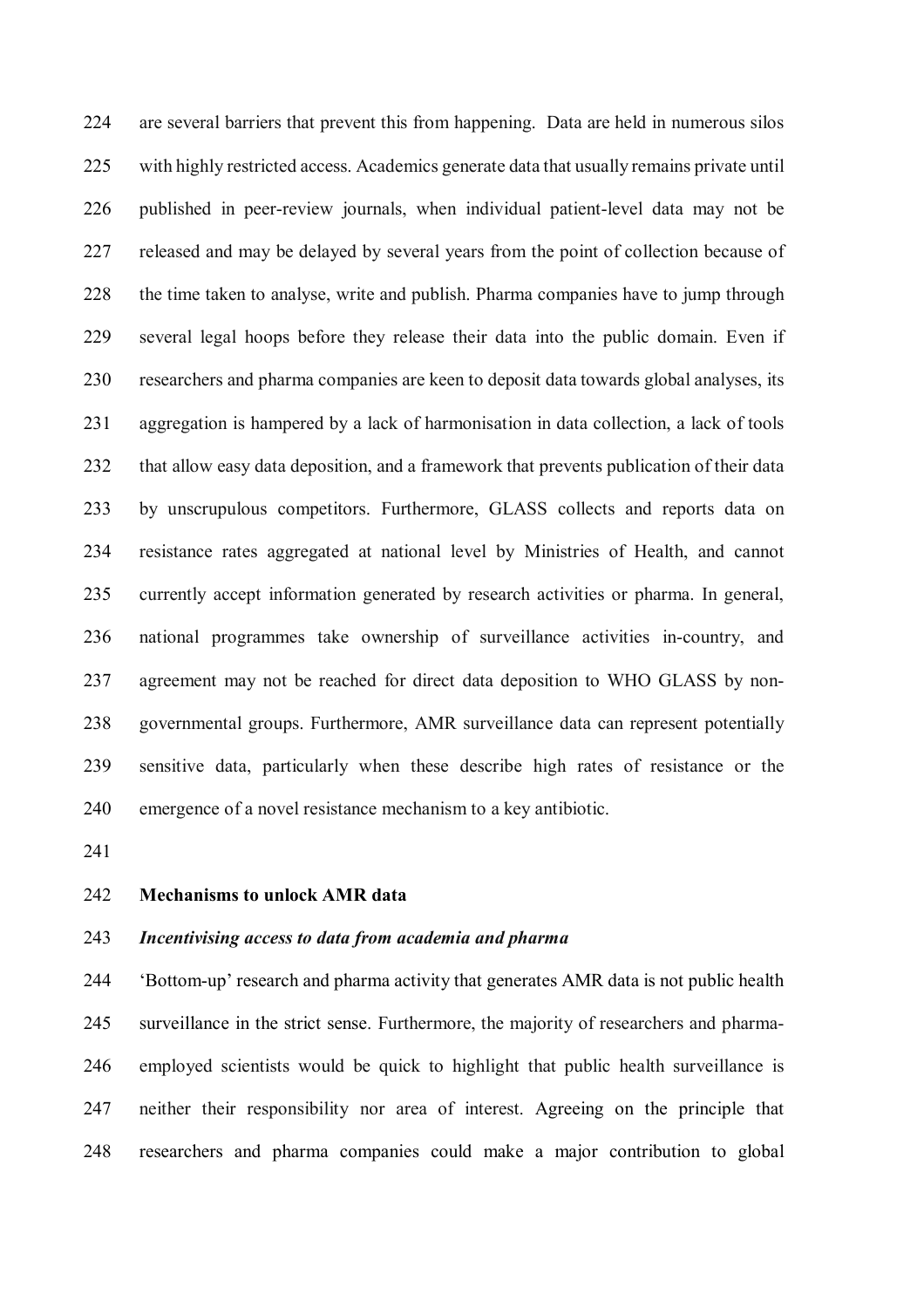are several barriers that prevent this from happening. Data are held in numerous silos with highly restricted access. Academics generate data that usually remains private until published in peer-review journals, when individual patient-level data may not be released and may be delayed by several years from the point of collection because of the time taken to analyse, write and publish. Pharma companies have to jump through several legal hoops before they release their data into the public domain. Even if researchers and pharma companies are keen to deposit data towards global analyses, its aggregation is hampered by a lack of harmonisation in data collection, a lack of tools that allow easy data deposition, and a framework that prevents publication of their data by unscrupulous competitors. Furthermore, GLASS collects and reports data on resistance rates aggregated at national level by Ministries of Health, and cannot currently accept information generated by research activities or pharma. In general, national programmes take ownership of surveillance activities in-country, and agreement may not be reached for direct data deposition to WHO GLASS by non-governmental groups. Furthermore, AMR surveillance data can represent potentially sensitive data, particularly when these describe high rates of resistance or the emergence of a novel resistance mechanism to a key antibiotic.

## Mechanisms to unlock AMR data

### *Incentivising access to data from academia and pharma*

'Bottom-up' research and pharma activity that generates AMR data is not public health surveillance in the strict sense. Furthermore, the majority of researchers and pharma-employed scientists would be quick to highlight that public health surveillance is neither their responsibility nor area of interest. Agreeing on the principle that researchers and pharma companies could make a major contribution to global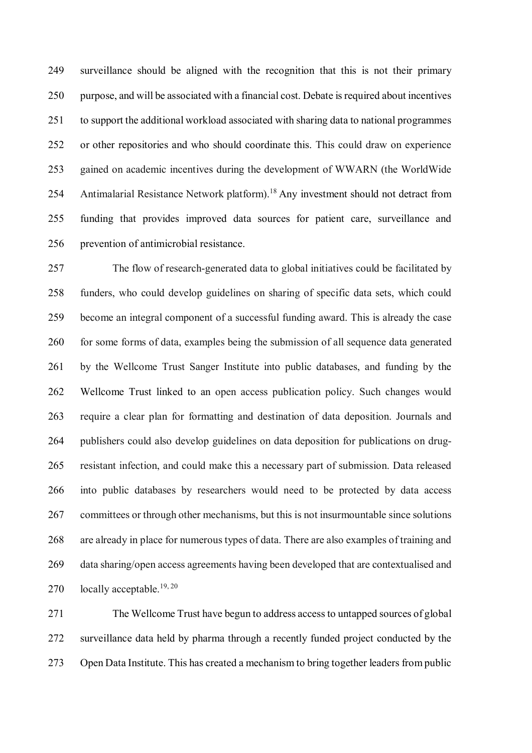surveillance should be aligned with the recognition that this is not their primary purpose, and will be associated with a financial cost. Debate is required about incentives to support the additional workload associated with sharing data to national programmes or other repositories and who should coordinate this. This could draw on experience gained on academic incentives during the development of WWARN (the WorldWide Antimalarial Resistance Network platform).[18] Any investment should not detract from funding that provides improved data sources for patient care, surveillance and prevention of antimicrobial resistance.

The flow of research-generated data to global initiatives could be facilitated by funders, who could develop guidelines on sharing of specific data sets, which could become an integral component of a successful funding award. This is already the case for some forms of data, examples being the submission of all sequence data generated by the Wellcome Trust Sanger Institute into public databases, and funding by the Wellcome Trust linked to an open access publication policy. Such changes would require a clear plan for formatting and destination of data deposition. Journals and publishers could also develop guidelines on data deposition for publications on drug-resistant infection, and could make this a necessary part of submission. Data released into public databases by researchers would need to be protected by data access committees or through other mechanisms, but this is not insurmountable since solutions are already in place for numerous types of data. There are also examples of training and data sharing/open access agreements having been developed that are contextualised and locally acceptable.[19, 20]

The Wellcome Trust have begun to address access to untapped sources of global surveillance data held by pharma through a recently funded project conducted by the Open Data Institute. This has created a mechanism to bring together leaders from public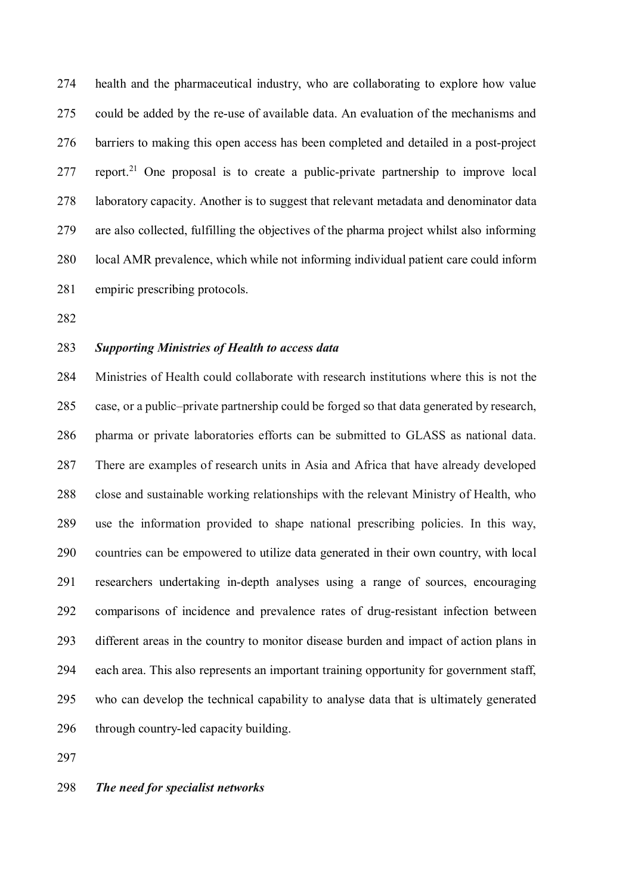health and the pharmaceutical industry, who are collaborating to explore how value could be added by the re-use of available data. An evaluation of the mechanisms and barriers to making this open access has been completed and detailed in a post-project report.[21] One proposal is to create a public-private partnership to improve local laboratory capacity. Another is to suggest that relevant metadata and denominator data are also collected, fulfilling the objectives of the pharma project whilst also informing local AMR prevalence, which while not informing individual patient care could inform empiric prescribing protocols.

***Supporting Ministries of Health to access data***

Ministries of Health could collaborate with research institutions where this is not the case, or a public–private partnership could be forged so that data generated by research, pharma or private laboratories efforts can be submitted to GLASS as national data. There are examples of research units in Asia and Africa that have already developed close and sustainable working relationships with the relevant Ministry of Health, who use the information provided to shape national prescribing policies. In this way, countries can be empowered to utilize data generated in their own country, with local researchers undertaking in-depth analyses using a range of sources, encouraging comparisons of incidence and prevalence rates of drug-resistant infection between different areas in the country to monitor disease burden and impact of action plans in each area. This also represents an important training opportunity for government staff, who can develop the technical capability to analyse data that is ultimately generated through country-led capacity building.

***The need for specialist networks***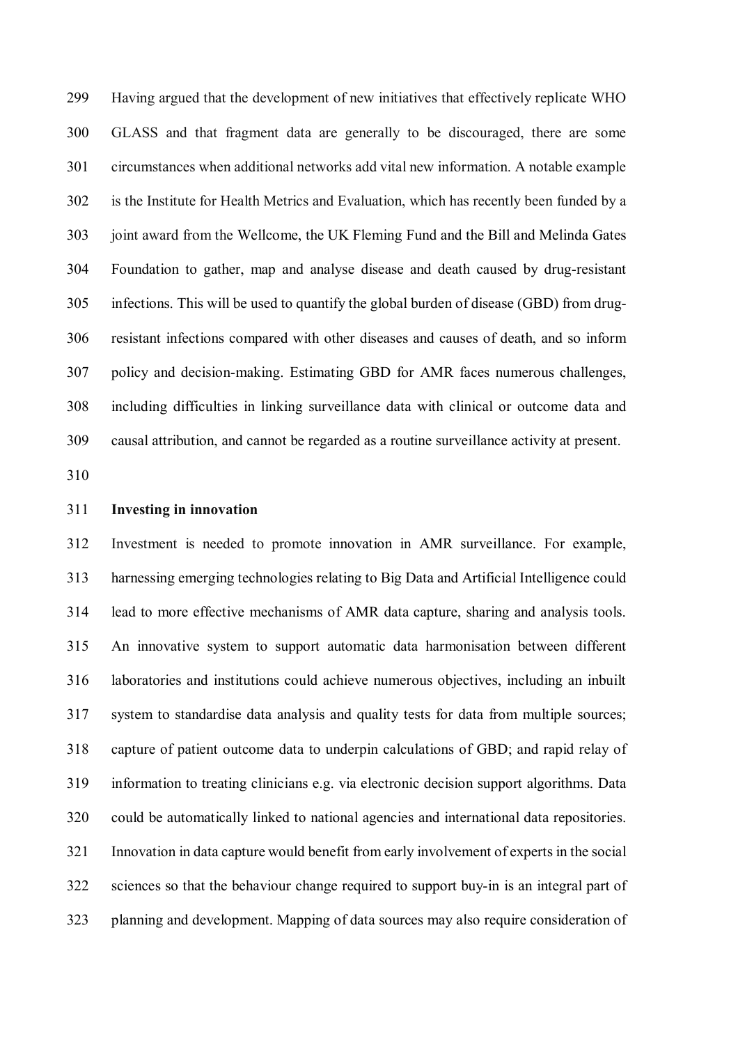Having argued that the development of new initiatives that effectively replicate WHO GLASS and that fragment data are generally to be discouraged, there are some circumstances when additional networks add vital new information. A notable example is the Institute for Health Metrics and Evaluation, which has recently been funded by a joint award from the Wellcome, the UK Fleming Fund and the Bill and Melinda Gates Foundation to gather, map and analyse disease and death caused by drug-resistant infections. This will be used to quantify the global burden of disease (GBD) from drug-resistant infections compared with other diseases and causes of death, and so inform policy and decision-making. Estimating GBD for AMR faces numerous challenges, including difficulties in linking surveillance data with clinical or outcome data and causal attribution, and cannot be regarded as a routine surveillance activity at present.

**Investing in innovation**

Investment is needed to promote innovation in AMR surveillance. For example, harnessing emerging technologies relating to Big Data and Artificial Intelligence could lead to more effective mechanisms of AMR data capture, sharing and analysis tools. An innovative system to support automatic data harmonisation between different laboratories and institutions could achieve numerous objectives, including an inbuilt system to standardise data analysis and quality tests for data from multiple sources; capture of patient outcome data to underpin calculations of GBD; and rapid relay of information to treating clinicians e.g. via electronic decision support algorithms. Data could be automatically linked to national agencies and international data repositories. Innovation in data capture would benefit from early involvement of experts in the social sciences so that the behaviour change required to support buy-in is an integral part of planning and development. Mapping of data sources may also require consideration of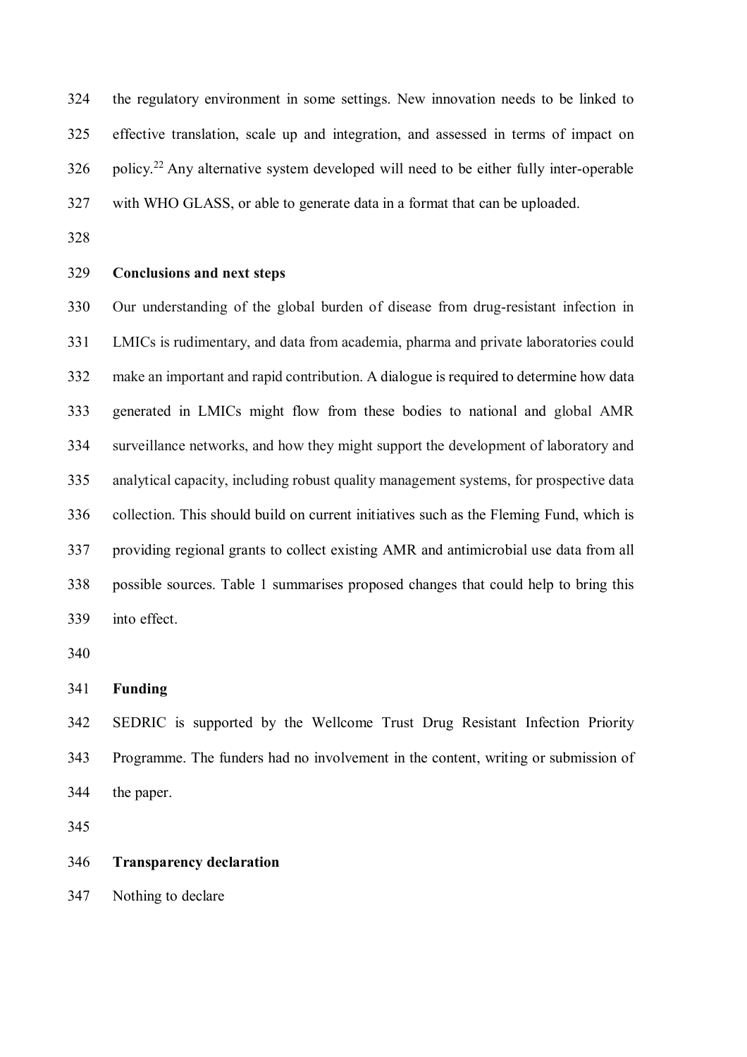the regulatory environment in some settings. New innovation needs to be linked to effective translation, scale up and integration, and assessed in terms of impact on policy.[22] Any alternative system developed will need to be either fully inter-operable with WHO GLASS, or able to generate data in a format that can be uploaded.

## Conclusions and next steps

Our understanding of the global burden of disease from drug-resistant infection in LMICs is rudimentary, and data from academia, pharma and private laboratories could make an important and rapid contribution. A dialogue is required to determine how data generated in LMICs might flow from these bodies to national and global AMR surveillance networks, and how they might support the development of laboratory and analytical capacity, including robust quality management systems, for prospective data collection. This should build on current initiatives such as the Fleming Fund, which is providing regional grants to collect existing AMR and antimicrobial use data from all possible sources. Table 1 summarises proposed changes that could help to bring this into effect.

## Funding

SEDRIC is supported by the Wellcome Trust Drug Resistant Infection Priority Programme. The funders had no involvement in the content, writing or submission of the paper.

## Transparency declaration

Nothing to declare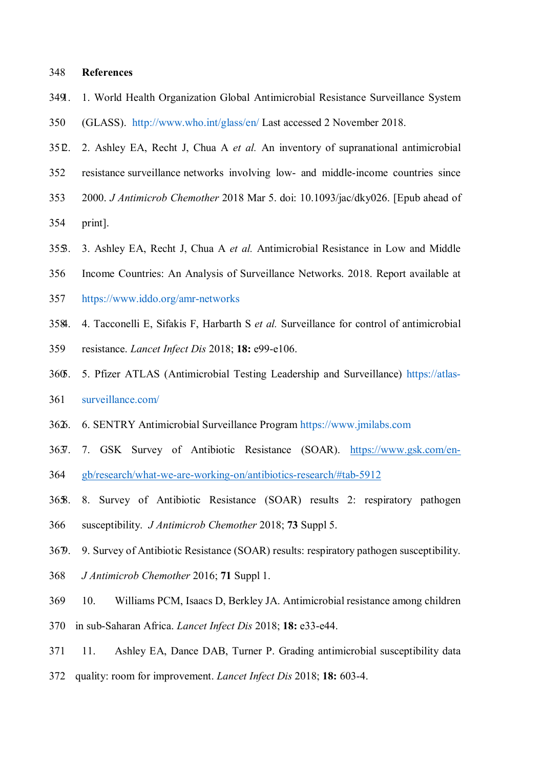## References

1. World Health Organization Global Antimicrobial Resistance Surveillance System (GLASS). http://www.who.int/glass/en/ Last accessed 2 November 2018.
2. Ashley EA, Recht J, Chua A *et al.* An inventory of supranational antimicrobial resistance surveillance networks involving low- and middle-income countries since 2000. *J Antimicrob Chemother* 2018 Mar 5. doi: 10.1093/jac/dky026. [Epub ahead of print].
3. Ashley EA, Recht J, Chua A *et al.* Antimicrobial Resistance in Low and Middle Income Countries: An Analysis of Surveillance Networks. 2018. Report available at https://www.iddo.org/amr-networks
4. Tacconelli E, Sifakis F, Harbarth S *et al.* Surveillance for control of antimicrobial resistance. *Lancet Infect Dis* 2018; **18:** e99-e106.
5. Pfizer ATLAS (Antimicrobial Testing Leadership and Surveillance) https://atlas-surveillance.com/
6. SENTRY Antimicrobial Surveillance Program https://www.jmilabs.com
7. GSK Survey of Antibiotic Resistance (SOAR). https://www.gsk.com/en-gb/research/what-we-are-working-on/antibiotics-research/#tab-5912
8. Survey of Antibiotic Resistance (SOAR) results 2: respiratory pathogen susceptibility. *J Antimicrob Chemother* 2018; **73** Suppl 5.
9. Survey of Antibiotic Resistance (SOAR) results: respiratory pathogen susceptibility. *J Antimicrob Chemother* 2016; **71** Suppl 1.
10. Williams PCM, Isaacs D, Berkley JA. Antimicrobial resistance among children in sub-Saharan Africa. *Lancet Infect Dis* 2018; **18:** e33-e44.
11. Ashley EA, Dance DAB, Turner P. Grading antimicrobial susceptibility data quality: room for improvement. *Lancet Infect Dis* 2018; **18:** 603-4.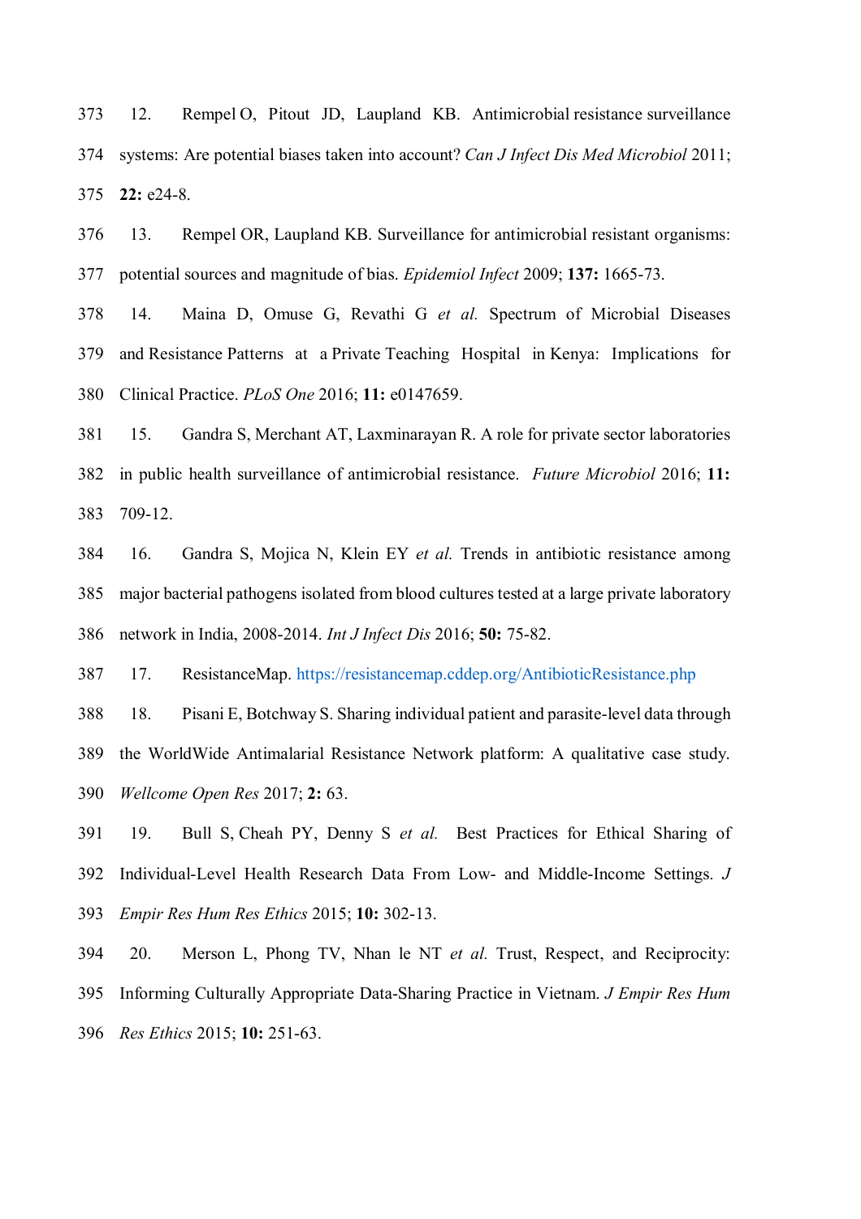12. Rempel O, Pitout JD, Laupland KB. Antimicrobial resistance surveillance systems: Are potential biases taken into account? *Can J Infect Dis Med Microbiol* 2011; **22:** e24-8.

13. Rempel OR, Laupland KB. Surveillance for antimicrobial resistant organisms: potential sources and magnitude of bias. *Epidemiol Infect* 2009; **137:** 1665-73.

14. Maina D, Omuse G, Revathi G *et al.* Spectrum of Microbial Diseases and Resistance Patterns at a Private Teaching Hospital in Kenya: Implications for Clinical Practice. *PLoS One* 2016; **11:** e0147659.

15. Gandra S, Merchant AT, Laxminarayan R. A role for private sector laboratories in public health surveillance of antimicrobial resistance. *Future Microbiol* 2016; **11:** 709-12.

16. Gandra S, Mojica N, Klein EY *et al.* Trends in antibiotic resistance among major bacterial pathogens isolated from blood cultures tested at a large private laboratory network in India, 2008-2014. *Int J Infect Dis* 2016; **50:** 75-82.

17. ResistanceMap. https://resistancemap.cddep.org/AntibioticResistance.php

18. Pisani E, Botchway S. Sharing individual patient and parasite-level data through the WorldWide Antimalarial Resistance Network platform: A qualitative case study. *Wellcome Open Res* 2017; **2:** 63.

19. Bull S, Cheah PY, Denny S *et al.* Best Practices for Ethical Sharing of Individual-Level Health Research Data From Low- and Middle-Income Settings. *J Empir Res Hum Res Ethics* 2015; **10:** 302-13.

20. Merson L, Phong TV, Nhan le NT *et al.* Trust, Respect, and Reciprocity: Informing Culturally Appropriate Data-Sharing Practice in Vietnam. *J Empir Res Hum Res Ethics* 2015; **10:** 251-63.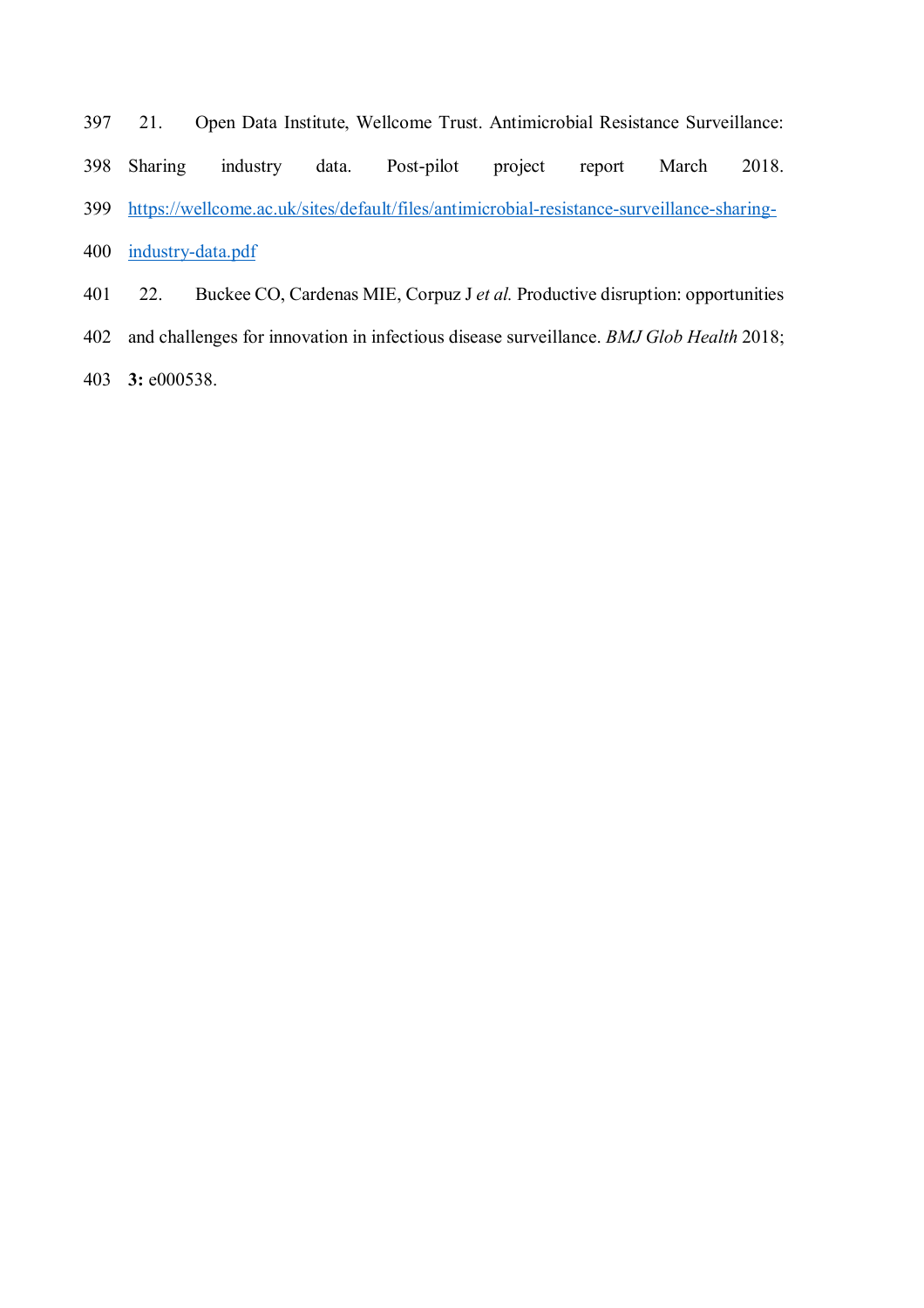21. Open Data Institute, Wellcome Trust. Antimicrobial Resistance Surveillance: Sharing industry data. Post-pilot project report March 2018. https://wellcome.ac.uk/sites/default/files/antimicrobial-resistance-surveillance-sharing-industry-data.pdf

22. Buckee CO, Cardenas MIE, Corpuz J *et al.* Productive disruption: opportunities and challenges for innovation in infectious disease surveillance. *BMJ Glob Health* 2018; **3:** e000538.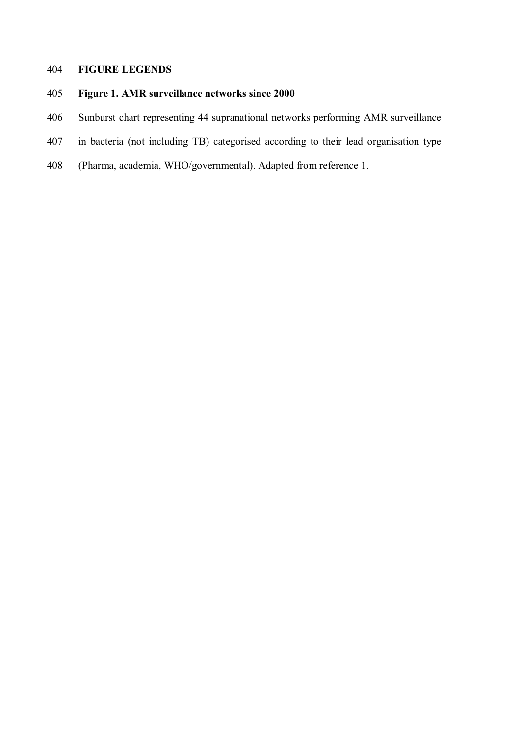## FIGURE LEGENDS

**Figure 1. AMR surveillance networks since 2000**

Sunburst chart representing 44 supranational networks performing AMR surveillance in bacteria (not including TB) categorised according to their lead organisation type (Pharma, academia, WHO/governmental). Adapted from reference 1.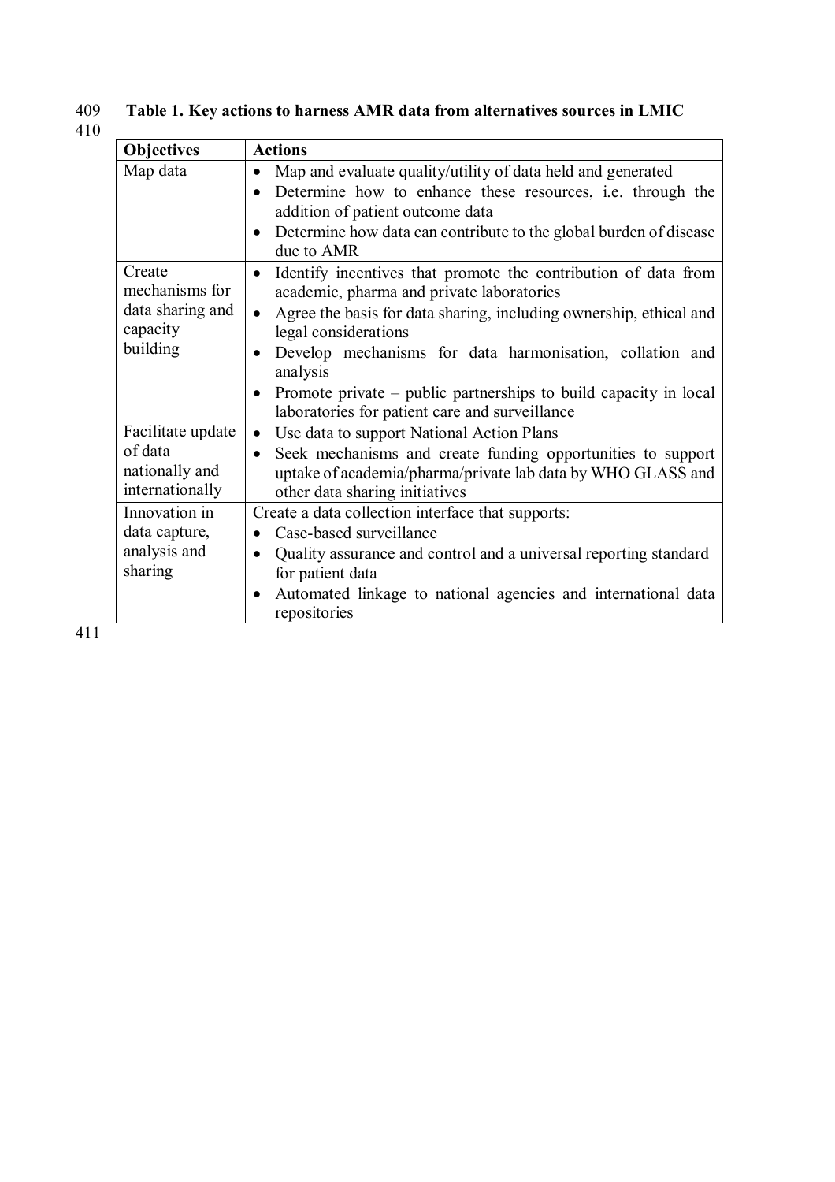**Table 1. Key actions to harness AMR data from alternatives sources in LMIC**

| Objectives | Actions |
|---|---|
| Map data | • Map and evaluate quality/utility of data held and generated<br>• Determine how to enhance these resources, i.e. through the addition of patient outcome data<br>• Determine how data can contribute to the global burden of disease due to AMR |
| Create mechanisms for data sharing and capacity building | • Identify incentives that promote the contribution of data from academic, pharma and private laboratories<br>• Agree the basis for data sharing, including ownership, ethical and legal considerations<br>• Develop mechanisms for data harmonisation, collation and analysis<br>• Promote private – public partnerships to build capacity in local laboratories for patient care and surveillance |
| Facilitate update of data nationally and internationally | • Use data to support National Action Plans<br>• Seek mechanisms and create funding opportunities to support uptake of academia/pharma/private lab data by WHO GLASS and other data sharing initiatives |
| Innovation in data capture, analysis and sharing | Create a data collection interface that supports:<br>• Case-based surveillance<br>• Quality assurance and control and a universal reporting standard for patient data<br>• Automated linkage to national agencies and international data repositories |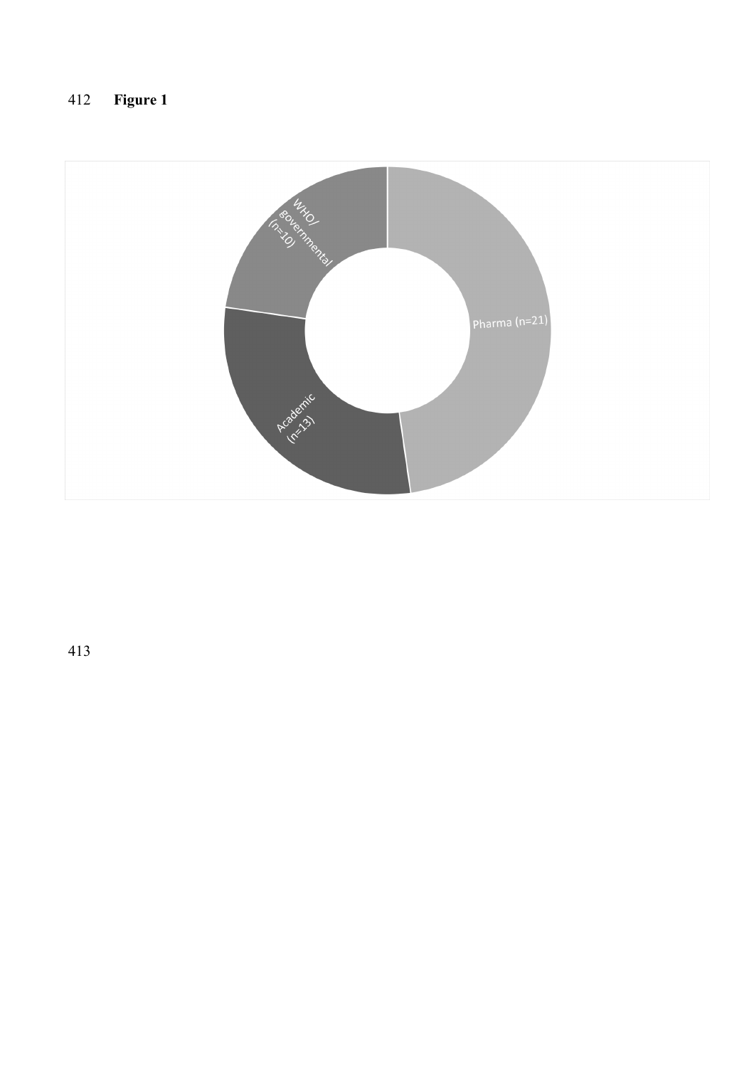**Figure 1**

WHO/ governmental (n=10)

Pharma (n=21)

Academic (n=13)